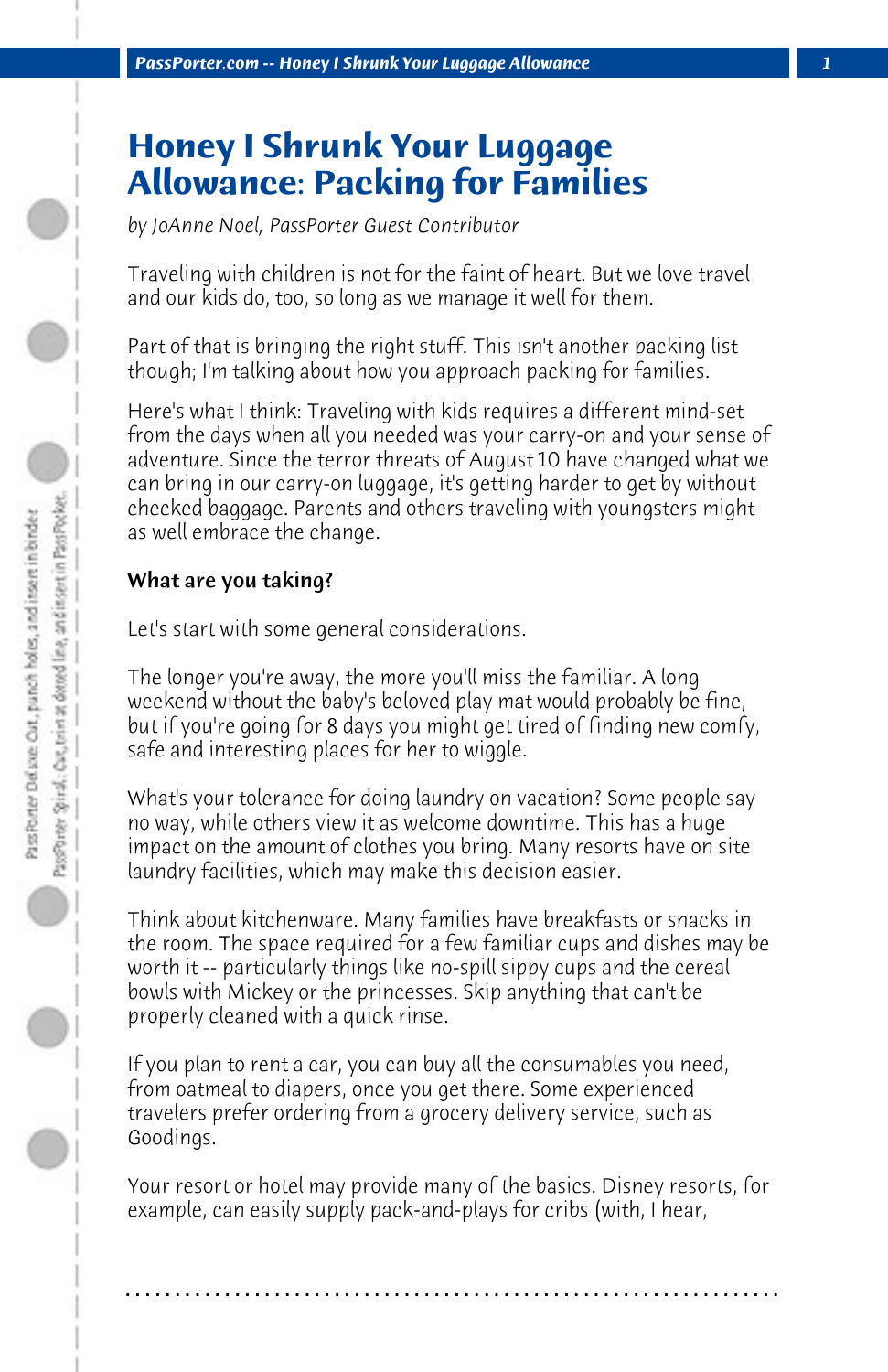# Honey I Shrunk Your Luggage Allowance: Packing for Families

*by JoAnne Noel, PassPorter Guest Contributor*

Traveling with children is not for the faint of heart. But we love travel and our kids do, too, so long as we manage it well for them.

Part of that is bringing the right stuff. This isn't another packing list though; I'm talking about how you approach packing for families.

Here's what I think: Traveling with kids requires a different mind-set from the days when all you needed was your carry-on and your sense of adventure. Since the terror threats of August 10 have changed what we can bring in our carry-on luggage, it's getting harder to get by without checked baggage. Parents and others traveling with youngsters might as well embrace the change.

**What are you taking?**

Let's start with some general considerations.

The longer you're away, the more you'll miss the familiar. A long weekend without the baby's beloved play mat would probably be fine, but if you're going for 8 days you might get tired of finding new comfy, safe and interesting places for her to wiggle.

What's your tolerance for doing laundry on vacation? Some people say no way, while others view it as welcome downtime. This has a huge impact on the amount of clothes you bring. Many resorts have on site laundry facilities, which may make this decision easier.

Think about kitchenware. Many families have breakfasts or snacks in the room. The space required for a few familiar cups and dishes may be worth it -- particularly things like no-spill sippy cups and the cereal bowls with Mickey or the princesses. Skip anything that can't be properly cleaned with a quick rinse.

If you plan to rent a car, you can buy all the consumables you need, from oatmeal to diapers, once you get there. Some experienced travelers prefer ordering from a grocery delivery service, such as Goodings.

Your resort or hotel may provide many of the basics. Disney resorts, for example, can easily supply pack-and-plays for cribs (with, I hear,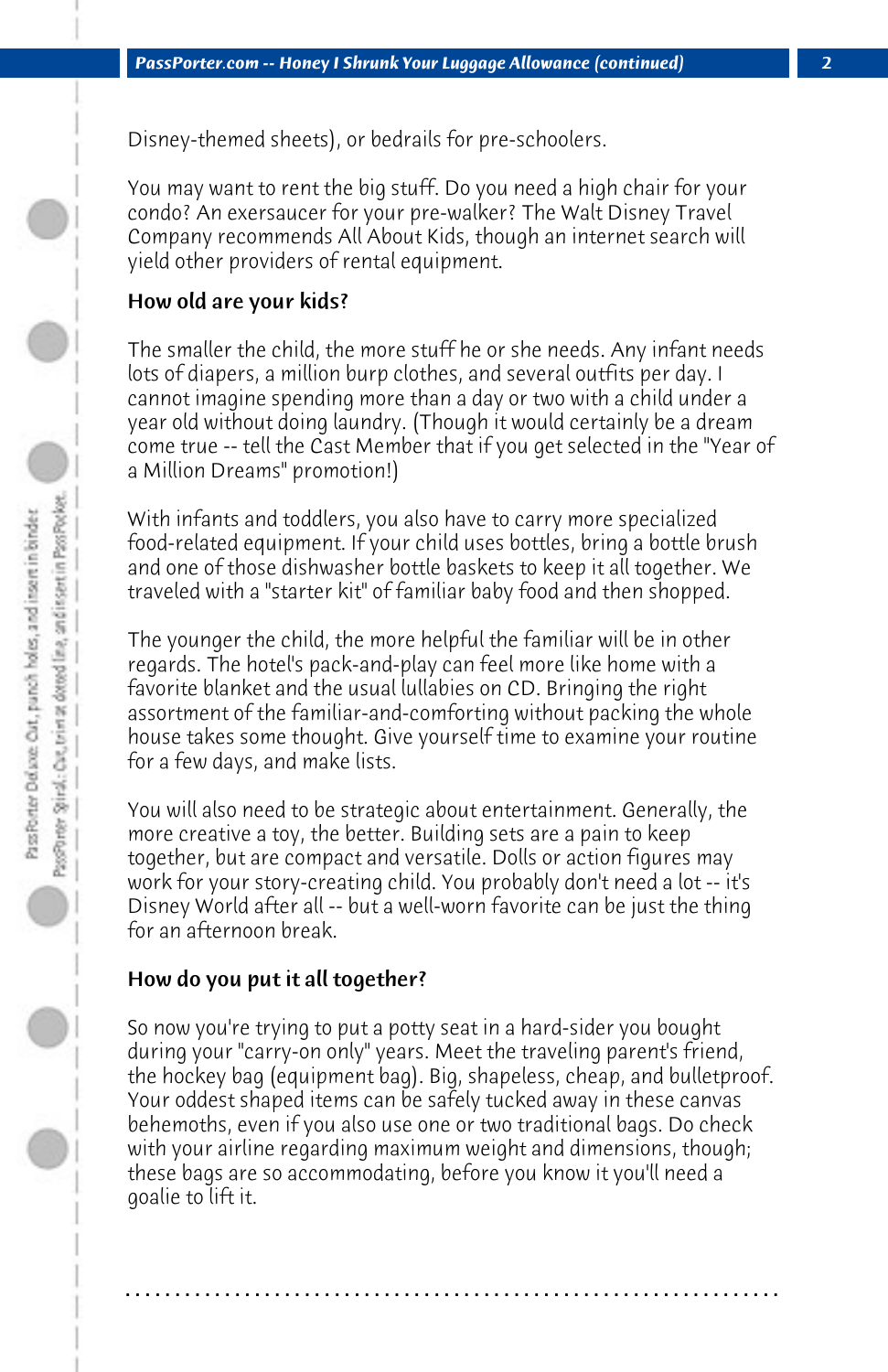Disney-themed sheets), or bedrails for pre-schoolers.

You may want to rent the big stuff. Do you need a high chair for your condo? An exersaucer for your pre-walker? The Walt Disney Travel Company recommends All About Kids, though an internet search will yield other providers of rental equipment.

### How old are your kids?

The smaller the child, the more stuff he or she needs. Any infant needs lots of diapers, a million burp clothes, and several outfits per day. I cannot imagine spending more than a day or two with a child under a year old without doing laundry. (Though it would certainly be a dream come true -- tell the Cast Member that if you get selected in the "Year of a Million Dreams" promotion!)

With infants and toddlers, you also have to carry more specialized food-related equipment. If your child uses bottles, bring a bottle brush and one of those dishwasher bottle baskets to keep it all together. We traveled with a "starter kit" of familiar baby food and then shopped.

The younger the child, the more helpful the familiar will be in other regards. The hotel's pack-and-play can feel more like home with a favorite blanket and the usual lullabies on CD. Bringing the right assortment of the familiar-and-comforting without packing the whole house takes some thought. Give yourself time to examine your routine for a few days, and make lists.

You will also need to be strategic about entertainment. Generally, the more creative a toy, the better. Building sets are a pain to keep together, but are compact and versatile. Dolls or action figures may work for your story-creating child. You probably don't need a lot -- it's Disney World after all -- but a well-worn favorite can be just the thing for an afternoon break.

### How do you put it all together?

So now you're trying to put a potty seat in a hard-sider you bought during your "carry-on only" years. Meet the traveling parent's friend, the hockey bag (equipment bag). Big, shapeless, cheap, and bulletproof. Your oddest shaped items can be safely tucked away in these canvas behemoths, even if you also use one or two traditional bags. Do check with your airline regarding maximum weight and dimensions, though; these bags are so accommodating, before you know it you'll need a goalie to lift it.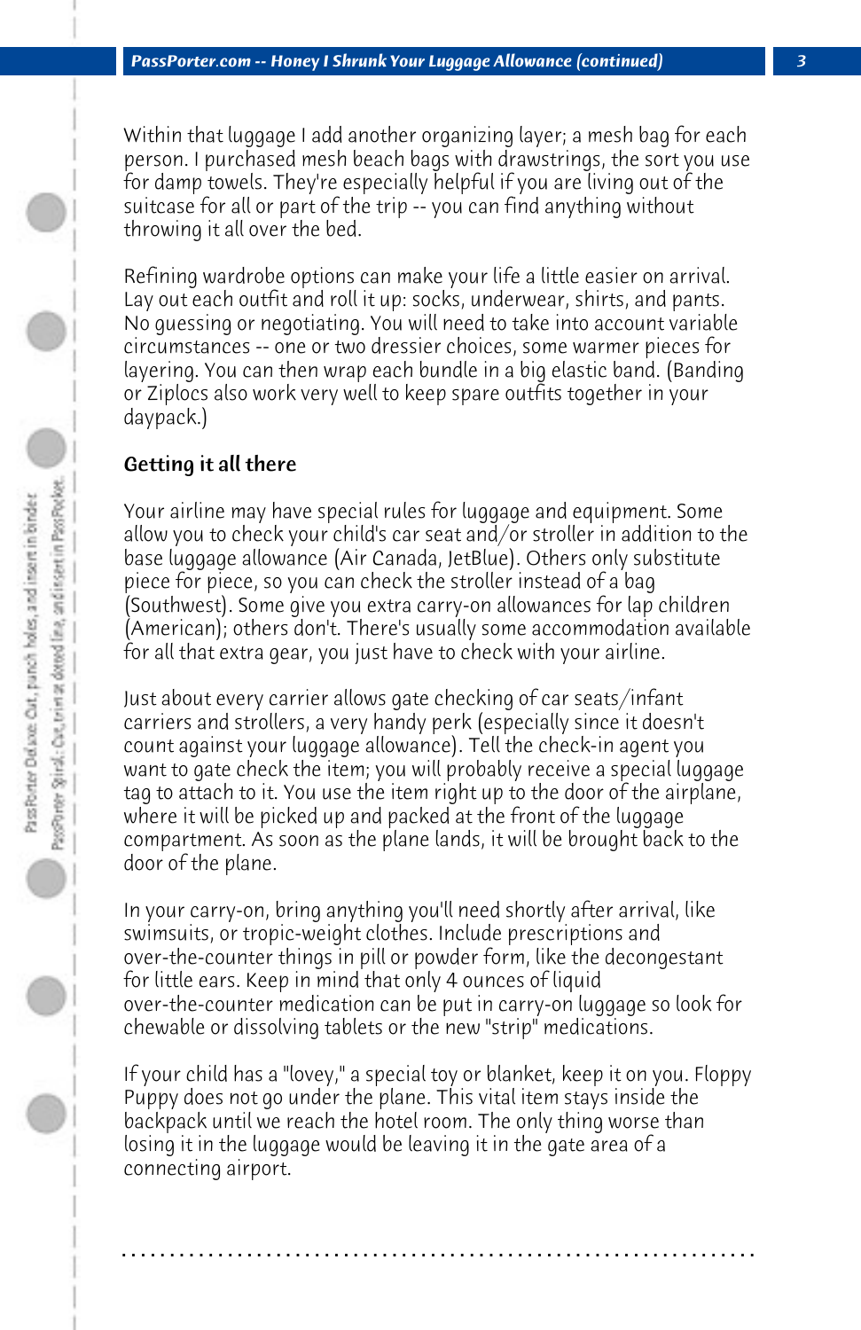Within that luggage I add another organizing layer; a mesh bag for each person. I purchased mesh beach bags with drawstrings, the sort you use for damp towels. They're especially helpful if you are living out of the suitcase for all or part of the trip -- you can find anything without throwing it all over the bed.

Refining wardrobe options can make your life a little easier on arrival. Lay out each outfit and roll it up: socks, underwear, shirts, and pants. No guessing or negotiating. You will need to take into account variable circumstances -- one or two dressier choices, some warmer pieces for layering. You can then wrap each bundle in a big elastic band. (Banding or Ziplocs also work very well to keep spare outfits together in your daypack.)

## Getting it all there

Your airline may have special rules for luggage and equipment. Some allow you to check your child's car seat and/or stroller in addition to the base luggage allowance (Air Canada, JetBlue). Others only substitute piece for piece, so you can check the stroller instead of a bag (Southwest). Some give you extra carry-on allowances for lap children (American); others don't. There's usually some accommodation available for all that extra gear, you just have to check with your airline.

Just about every carrier allows gate checking of car seats/infant carriers and strollers, a very handy perk (especially since it doesn't count against your luggage allowance). Tell the check-in agent you want to gate check the item; you will probably receive a special luggage tag to attach to it. You use the item right up to the door of the airplane, where it will be picked up and packed at the front of the luggage compartment. As soon as the plane lands, it will be brought back to the door of the plane.

In your carry-on, bring anything you'll need shortly after arrival, like swimsuits, or tropic-weight clothes. Include prescriptions and over-the-counter things in pill or powder form, like the decongestant for little ears. Keep in mind that only 4 ounces of liquid over-the-counter medication can be put in carry-on luggage so look for chewable or dissolving tablets or the new "strip" medications.

If your child has a "lovey," a special toy or blanket, keep it on you. Floppy Puppy does not go under the plane. This vital item stays inside the backpack until we reach the hotel room. The only thing worse than losing it in the luggage would be leaving it in the gate area of a connecting airport.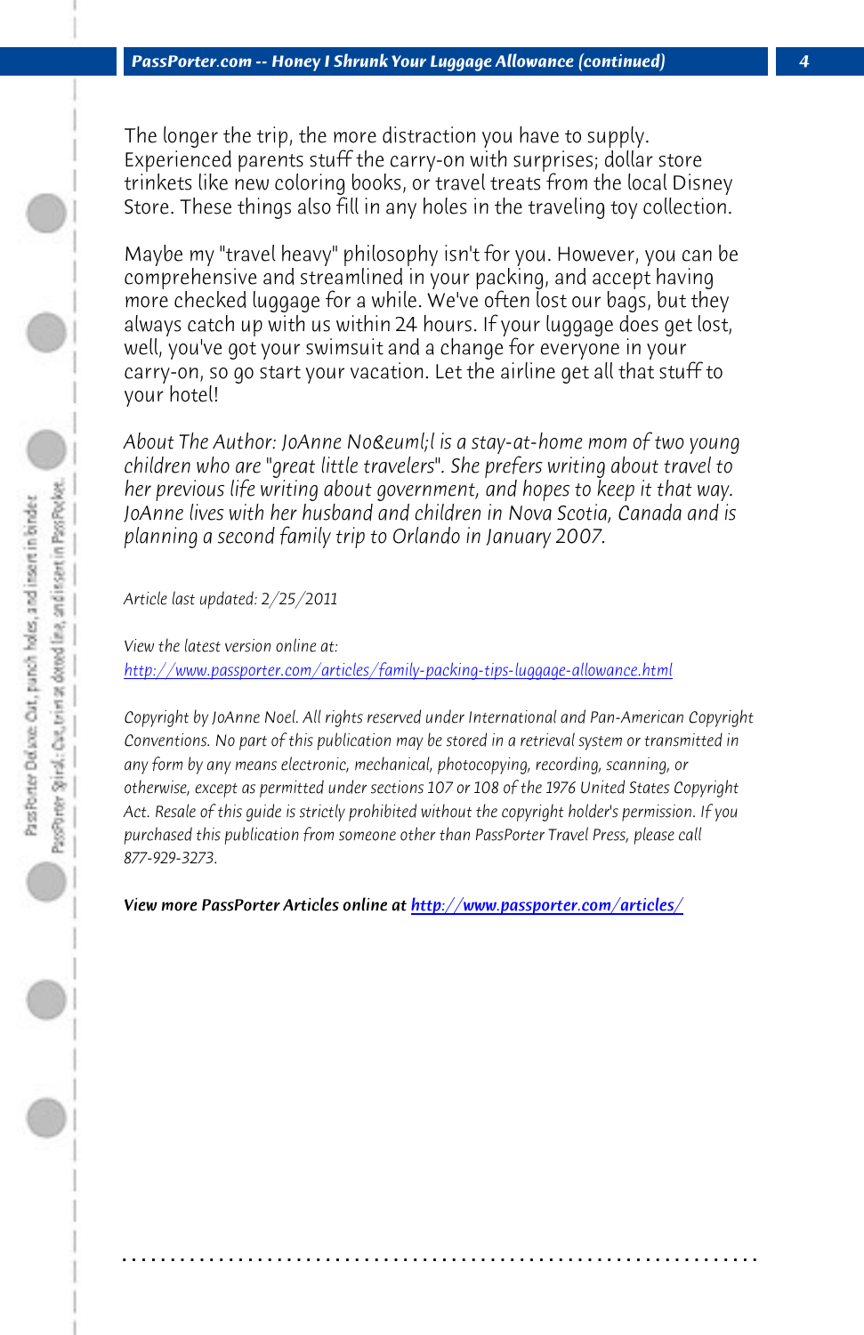The longer the trip, the more distraction you have to supply. Experienced parents stuff the carry-on with surprises; dollar store trinkets like new coloring books, or travel treats from the local Disney Store. These things also fill in any holes in the traveling toy collection.

Maybe my "travel heavy" philosophy isn't for you. However, you can be comprehensive and streamlined in your packing, and accept having more checked luggage for a while. We've often lost our bags, but they always catch up with us within 24 hours. If your luggage does get lost, well, you've got your swimsuit and a change for everyone in your carry-on, so go start your vacation. Let the airline get all that stuff to your hotel!

*About The Author: JoAnne No&euml;l is a stay-at-home mom of two young children who are "great little travelers". She prefers writing about travel to her previous life writing about government, and hopes to keep it that way. JoAnne lives with her husband and children in Nova Scotia, Canada and is planning a second family trip to Orlando in January 2007.*

*Article last updated: 2/25/2011*

*View the latest version online at:*
*http://www.passporter.com/articles/family-packing-tips-luggage-allowance.html*

*Copyright by JoAnne Noel. All rights reserved under International and Pan-American Copyright Conventions. No part of this publication may be stored in a retrieval system or transmitted in any form by any means electronic, mechanical, photocopying, recording, scanning, or otherwise, except as permitted under sections 107 or 108 of the 1976 United States Copyright Act. Resale of this guide is strictly prohibited without the copyright holder's permission. If you purchased this publication from someone other than PassPorter Travel Press, please call 877-929-3273.*

***View more PassPorter Articles online at http://www.passporter.com/articles/***